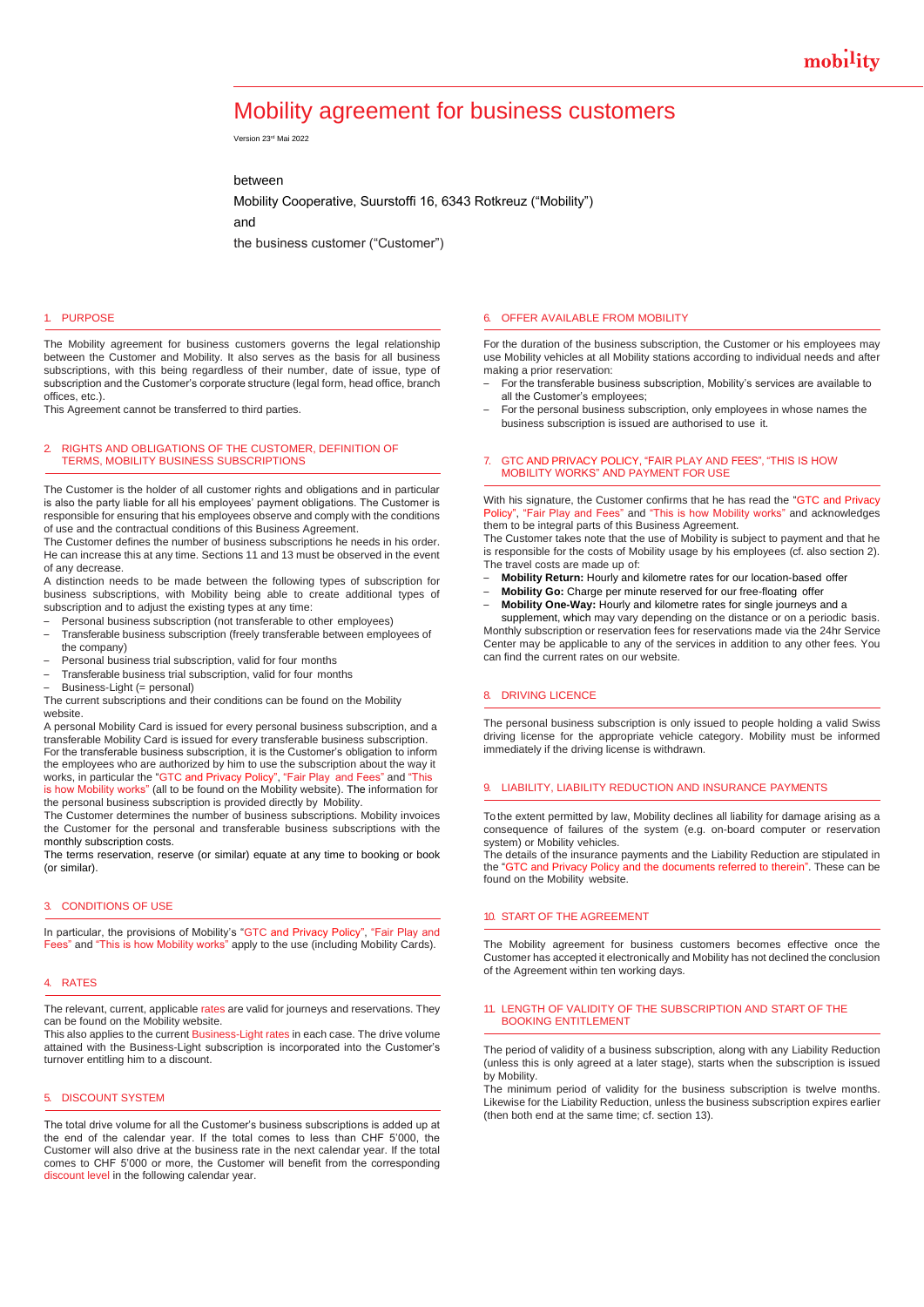# Mobility agreement for business customers

Version 23rd Mai 2022

between

Mobility Cooperative, Suurstoffi 16, 6343 Rotkreuz ("Mobility")

and

the business customer ("Customer")

## 1. PURPOSE

The Mobility agreement for business customers governs the legal relationship between the Customer and Mobility. It also serves as the basis for all business subscriptions, with this being regardless of their number, date of issue, type of subscription and the Customer's corporate structure (legal form, head office, branch offices, etc.).

This Agreement cannot be transferred to third parties.

## 2. RIGHTS AND OBLIGATIONS OF THE CUSTOMER, DEFINITION OF TERMS, MOBILITY BUSINESS SUBSCRIPTIONS

The Customer is the holder of all customer rights and obligations and in particular is also the party liable for all his employees' payment obligations. The Customer is responsible for ensuring that his employees observe and comply with the conditions of use and the contractual conditions of this Business Agreement.

The Customer defines the number of business subscriptions he needs in his order. He can increase this at any time. Sections 11 and 13 must be observed in the event of any decrease.

A distinction needs to be made between the following types of subscription for business subscriptions, with Mobility being able to create additional types of subscription and to adjust the existing types at any time:

- Personal business subscription (not transferable to other employees)
- Transferable business subscription (freely transferable between employees of the company)
- Personal business trial subscription, valid for four months
- Transferable business trial subscription, valid for four months
- Business-Light (= personal)

The current subscriptions and their conditions can be found on the Mobility website.

A personal Mobility Card is issued for every personal business subscription, and a transferable Mobility Card is issued for every transferable business subscription.

For the transferable business subscription, it is the Customer's obligation to inform the employees who are authorized by him to use the subscription about the way it works, in particular the "GTC and Privacy Policy", "Fair Play and Fees" and "This is how Mobility works" (all to be found on the Mobility website). The information for the personal business subscription is provided directly by Mobility.

The Customer determines the number of business subscriptions. Mobility invoices the Customer for the personal and transferable business subscriptions with the monthly subscription costs.

The terms reservation, reserve (or similar) equate at any time to booking or book (or similar).

## 3. CONDITIONS OF USE

In particular, the provisions of Mobility's "GTC and Privacy Policy", "Fair Play and Fees" and "This is how Mobility works" apply to the use (including Mobility Cards).

## 4. RATES

The relevant, current, applicable rates are valid for journeys and reservations. They can be found on the Mobility website.

This also applies to the current Business-Light rates in each case. The drive volume attained with the Business-Light subscription is incorporated into the Customer's turnover entitling him to a discount.

## 5. DISCOUNT SYSTEM

The total drive volume for all the Customer's business subscriptions is added up at the end of the calendar year. If the total comes to less than CHF 5'000, the Customer will also drive at the business rate in the next calendar year. If the total comes to CHF 5'000 or more, the Customer will benefit from the corresponding discount level in the following calendar year.

## 6. OFFER AVAILABLE FROM MOBILITY

For the duration of the business subscription, the Customer or his employees may use Mobility vehicles at all Mobility stations according to individual needs and after making a prior reservation:

- For the transferable business subscription, Mobility's services are available to all the Customer's employees;
- For the personal business subscription, only employees in whose names the business subscription is issued are authorised to use it.

## 7. GTC AND PRIVACY POLICY, "FAIR PLAY AND FEES", "THIS IS HOW MOBILITY WORKS" AND PAYMENT FOR USE

With his signature, the Customer confirms that he has read the "GTC and Privacy Policy", "Fair Play and Fees" and "This is how Mobility works" and acknowledges them to be integral parts of this Business Agreement.

The Customer takes note that the use of Mobility is subject to payment and that he is responsible for the costs of Mobility usage by his employees (cf. also section 2).

The travel costs are made up of:

- **Mobility Return:** Hourly and kilometre rates for our location-based offer
- **Mobility Go:** Charge per minute reserved for our free-floating offer
- **Mobility One-Way:** Hourly and kilometre rates for single journeys and a supplement, which may vary depending on the distance or on a periodic basis.

Monthly subscription or reservation fees for reservations made via the 24hr Service Center may be applicable to any of the services in addition to any other fees. You can find the current rates on our website.

## 8. DRIVING LICENCE

The personal business subscription is only issued to people holding a valid Swiss driving license for the appropriate vehicle category. Mobility must be informed immediately if the driving license is withdrawn.

## 9. LIABILITY, LIABILITY REDUCTION AND INSURANCE PAYMENTS

To the extent permitted by law, Mobility declines all liability for damage arising as a consequence of failures of the system (e.g. on-board computer or reservation system) or Mobility vehicles.

The details of the insurance payments and the Liability Reduction are stipulated in the "GTC and Privacy Policy and the documents referred to therein". These can be found on the Mobility website.

## 10. START OF THE AGREEMENT

The Mobility agreement for business customers becomes effective once the Customer has accepted it electronically and Mobility has not declined the conclusion of the Agreement within ten working days.

## 11. LENGTH OF VALIDITY OF THE SUBSCRIPTION AND START OF THE BOOKING ENTITLEMENT

The period of validity of a business subscription, along with any Liability Reduction (unless this is only agreed at a later stage), starts when the subscription is issued by Mobility.

The minimum period of validity for the business subscription is twelve months. Likewise for the Liability Reduction, unless the business subscription expires earlier (then both end at the same time; cf. section 13).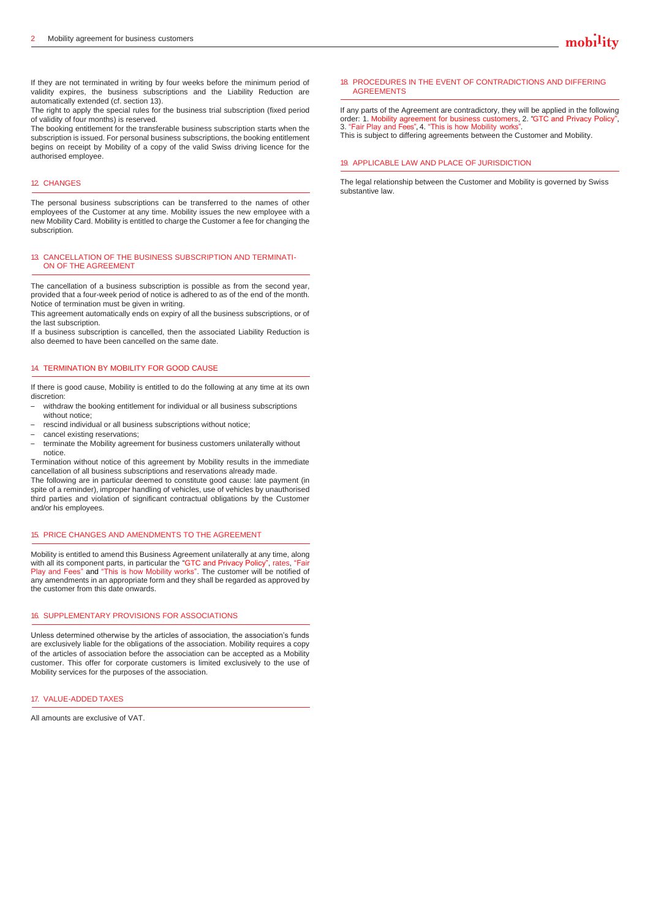If they are not terminated in writing by four weeks before the minimum period of validity expires, the business subscriptions and the Liability Reduction are automatically extended (cf. section 13).
The right to apply the special rules for the business trial subscription (fixed period of validity of four months) is reserved.
The booking entitlement for the transferable business subscription starts when the subscription is issued. For personal business subscriptions, the booking entitlement begins on receipt by Mobility of a copy of the valid Swiss driving licence for the authorised employee.

## 12. CHANGES

The personal business subscriptions can be transferred to the names of other employees of the Customer at any time. Mobility issues the new employee with a new Mobility Card. Mobility is entitled to charge the Customer a fee for changing the subscription.

## 13. CANCELLATION OF THE BUSINESS SUBSCRIPTION AND TERMINATION OF THE AGREEMENT

The cancellation of a business subscription is possible as from the second year, provided that a four-week period of notice is adhered to as of the end of the month. Notice of termination must be given in writing.
This agreement automatically ends on expiry of all the business subscriptions, or of the last subscription.
If a business subscription is cancelled, then the associated Liability Reduction is also deemed to have been cancelled on the same date.

## 14. TERMINATION BY MOBILITY FOR GOOD CAUSE

If there is good cause, Mobility is entitled to do the following at any time at its own discretion:

- withdraw the booking entitlement for individual or all business subscriptions without notice;
- rescind individual or all business subscriptions without notice;
- cancel existing reservations;
- terminate the Mobility agreement for business customers unilaterally without notice.

Termination without notice of this agreement by Mobility results in the immediate cancellation of all business subscriptions and reservations already made.
The following are in particular deemed to constitute good cause: late payment (in spite of a reminder), improper handling of vehicles, use of vehicles by unauthorised third parties and violation of significant contractual obligations by the Customer and/or his employees.

## 15. PRICE CHANGES AND AMENDMENTS TO THE AGREEMENT

Mobility is entitled to amend this Business Agreement unilaterally at any time, along with all its component parts, in particular the "GTC and Privacy Policy", rates, "Fair Play and Fees" and "This is how Mobility works". The customer will be notified of any amendments in an appropriate form and they shall be regarded as approved by the customer from this date onwards.

## 16. SUPPLEMENTARY PROVISIONS FOR ASSOCIATIONS

Unless determined otherwise by the articles of association, the association's funds are exclusively liable for the obligations of the association. Mobility requires a copy of the articles of association before the association can be accepted as a Mobility customer. This offer for corporate customers is limited exclusively to the use of Mobility services for the purposes of the association.

## 17. VALUE-ADDED TAXES

All amounts are exclusive of VAT.

## 18. PROCEDURES IN THE EVENT OF CONTRADICTIONS AND DIFFERING AGREEMENTS

If any parts of the Agreement are contradictory, they will be applied in the following order: 1. Mobility agreement for business customers, 2. "GTC and Privacy Policy", 3. "Fair Play and Fees", 4. "This is how Mobility works".
This is subject to differing agreements between the Customer and Mobility.

## 19. APPLICABLE LAW AND PLACE OF JURISDICTION

The legal relationship between the Customer and Mobility is governed by Swiss substantive law.